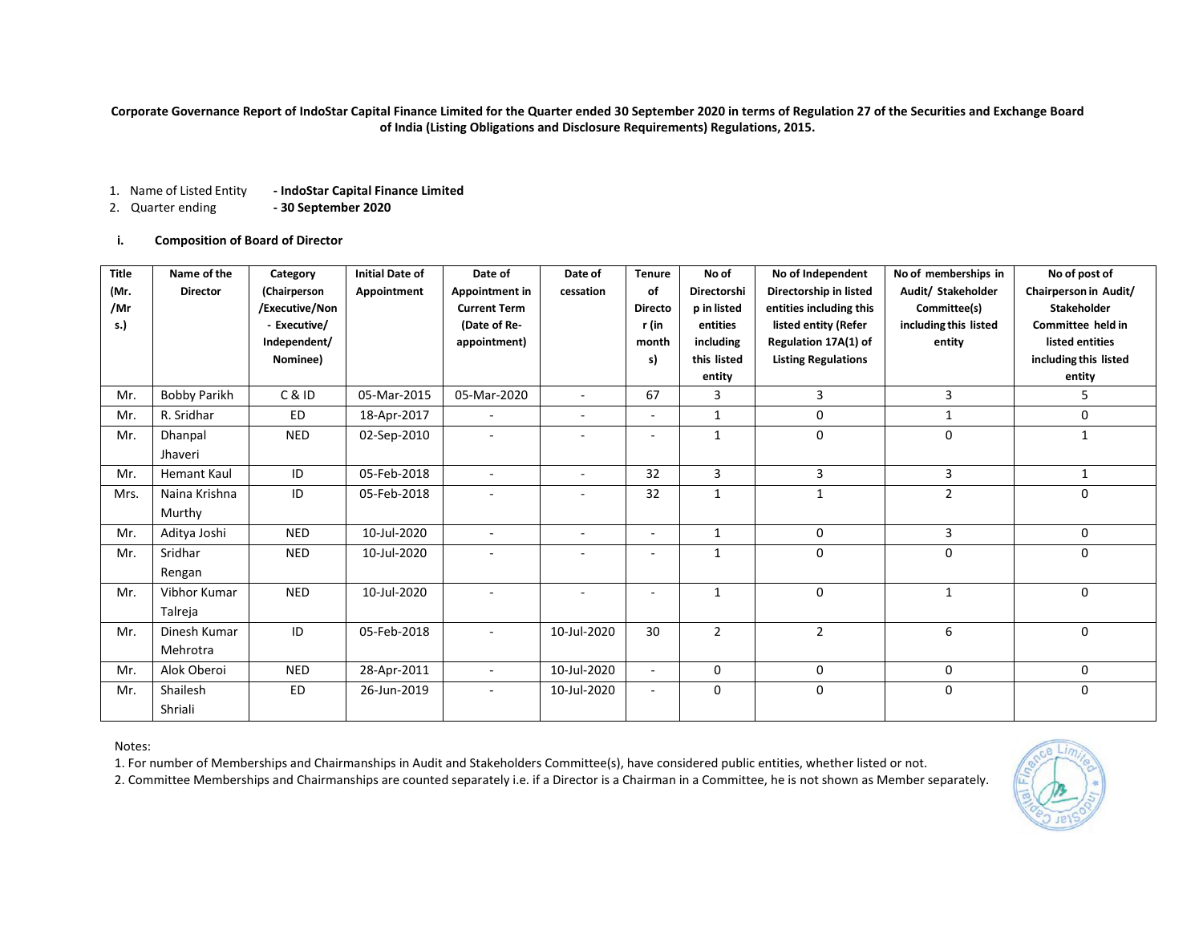**Corporate Governance Report of IndoStar Capital Finance Limited for the Quarter ended 30 September 2020 in terms of Regulation 27 of the Securities and Exchange Board of India (Listing Obligations and Disclosure Requirements) Regulations, 2015.**

1. Name of Listed Entity **- IndoStar Capital Finance Limited**
2. Quarter ending **- 30 September 2020**

### i. Composition of Board of Director

| Title (Mr. /Mrs.) | Name of the Director | Category (Chairperson /Executive/Non - Executive/ Independent/ Nominee) | Initial Date of Appointment | Date of Appointment in Current Term (Date of Re-appointment) | Date of cessation | Tenure of Director (in months) | No of Directorship in listed entities including this listed entity | No of Independent Directorship in listed entities including this listed entity (Refer Regulation 17A(1) of Listing Regulations | No of memberships in Audit/ Stakeholder Committee(s) including this listed entity | No of post of Chairperson in Audit/ Stakeholder Committee held in listed entities including this listed entity |
|---|---|---|---|---|---|---|---|---|---|---|
| Mr. | Bobby Parikh | C & ID | 05-Mar-2015 | 05-Mar-2020 | - | 67 | 3 | 3 | 3 | 5 |
| Mr. | R. Sridhar | ED | 18-Apr-2017 | - | - | - | 1 | 0 | 1 | 0 |
| Mr. | Dhanpal Jhaveri | NED | 02-Sep-2010 | - | - | - | 1 | 0 | 0 | 1 |
| Mr. | Hemant Kaul | ID | 05-Feb-2018 | - | - | 32 | 3 | 3 | 3 | 1 |
| Mrs. | Naina Krishna Murthy | ID | 05-Feb-2018 | - | - | 32 | 1 | 1 | 2 | 0 |
| Mr. | Aditya Joshi | NED | 10-Jul-2020 | - | - | - | 1 | 0 | 3 | 0 |
| Mr. | Sridhar Rengan | NED | 10-Jul-2020 | - | - | - | 1 | 0 | 0 | 0 |
| Mr. | Vibhor Kumar Talreja | NED | 10-Jul-2020 | - | - | - | 1 | 0 | 1 | 0 |
| Mr. | Dinesh Kumar Mehrotra | ID | 05-Feb-2018 | - | 10-Jul-2020 | 30 | 2 | 2 | 6 | 0 |
| Mr. | Alok Oberoi | NED | 28-Apr-2011 | - | 10-Jul-2020 | - | 0 | 0 | 0 | 0 |
| Mr. | Shailesh Shriali | ED | 26-Jun-2019 | - | 10-Jul-2020 | - | 0 | 0 | 0 | 0 |

Notes:

1. For number of Memberships and Chairmanships in Audit and Stakeholders Committee(s), have considered public entities, whether listed or not.
2. Committee Memberships and Chairmanships are counted separately i.e. if a Director is a Chairman in a Committee, he is not shown as Member separately.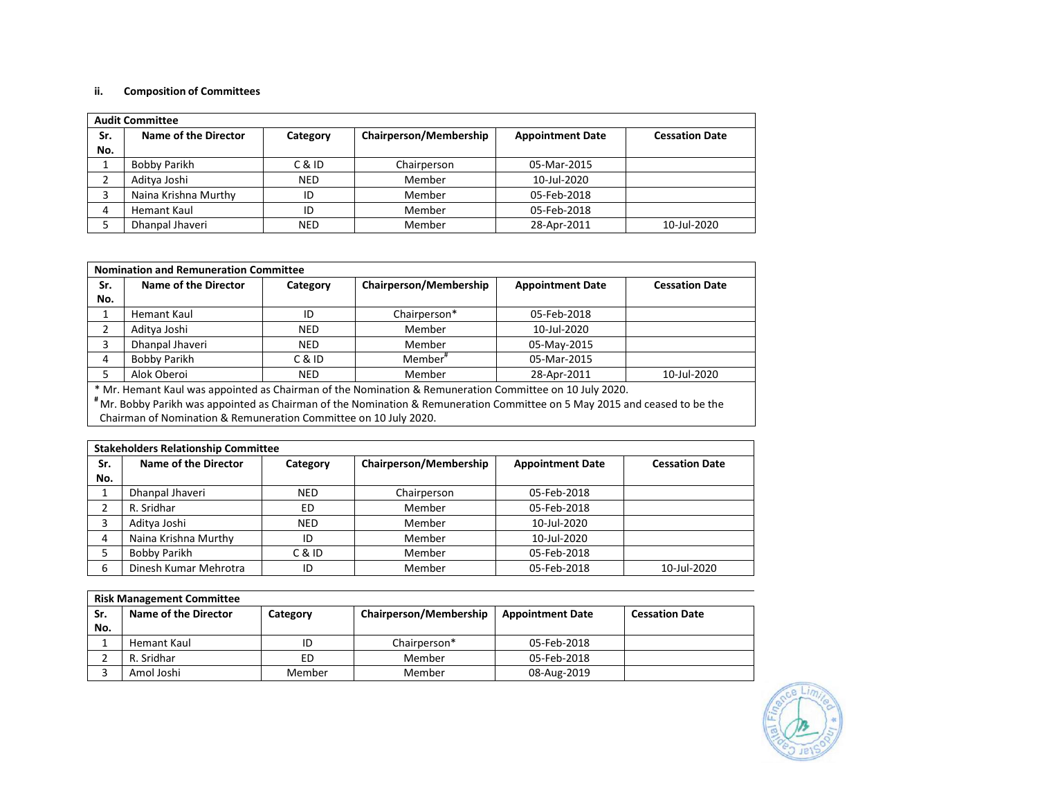### ii. Composition of Committees

| Audit Committee | | | | | |
|---|---|---|---|---|---|
| Sr. No. | Name of the Director | Category | Chairperson/Membership | Appointment Date | Cessation Date |
| 1 | Bobby Parikh | C & ID | Chairperson | 05-Mar-2015 | |
| 2 | Aditya Joshi | NED | Member | 10-Jul-2020 | |
| 3 | Naina Krishna Murthy | ID | Member | 05-Feb-2018 | |
| 4 | Hemant Kaul | ID | Member | 05-Feb-2018 | |
| 5 | Dhanpal Jhaveri | NED | Member | 28-Apr-2011 | 10-Jul-2020 |

| Nomination and Remuneration Committee | | | | | |
|---|---|---|---|---|---|
| Sr. No. | Name of the Director | Category | Chairperson/Membership | Appointment Date | Cessation Date |
| 1 | Hemant Kaul | ID | Chairperson* | 05-Feb-2018 | |
| 2 | Aditya Joshi | NED | Member | 10-Jul-2020 | |
| 3 | Dhanpal Jhaveri | NED | Member | 05-May-2015 | |
| 4 | Bobby Parikh | C & ID | Member# | 05-Mar-2015 | |
| 5 | Alok Oberoi | NED | Member | 28-Apr-2011 | 10-Jul-2020 |

* Mr. Hemant Kaul was appointed as Chairman of the Nomination & Remuneration Committee on 10 July 2020.

# Mr. Bobby Parikh was appointed as Chairman of the Nomination & Remuneration Committee on 5 May 2015 and ceased to be the Chairman of Nomination & Remuneration Committee on 10 July 2020.

| Stakeholders Relationship Committee | | | | | |
|---|---|---|---|---|---|
| Sr. No. | Name of the Director | Category | Chairperson/Membership | Appointment Date | Cessation Date |
| 1 | Dhanpal Jhaveri | NED | Chairperson | 05-Feb-2018 | |
| 2 | R. Sridhar | ED | Member | 05-Feb-2018 | |
| 3 | Aditya Joshi | NED | Member | 10-Jul-2020 | |
| 4 | Naina Krishna Murthy | ID | Member | 10-Jul-2020 | |
| 5 | Bobby Parikh | C & ID | Member | 05-Feb-2018 | |
| 6 | Dinesh Kumar Mehrotra | ID | Member | 05-Feb-2018 | 10-Jul-2020 |

| Risk Management Committee | | | | | |
|---|---|---|---|---|---|
| Sr. No. | Name of the Director | Category | Chairperson/Membership | Appointment Date | Cessation Date |
| 1 | Hemant Kaul | ID | Chairperson* | 05-Feb-2018 | |
| 2 | R. Sridhar | ED | Member | 05-Feb-2018 | |
| 3 | Amol Joshi | Member | Member | 08-Aug-2019 | |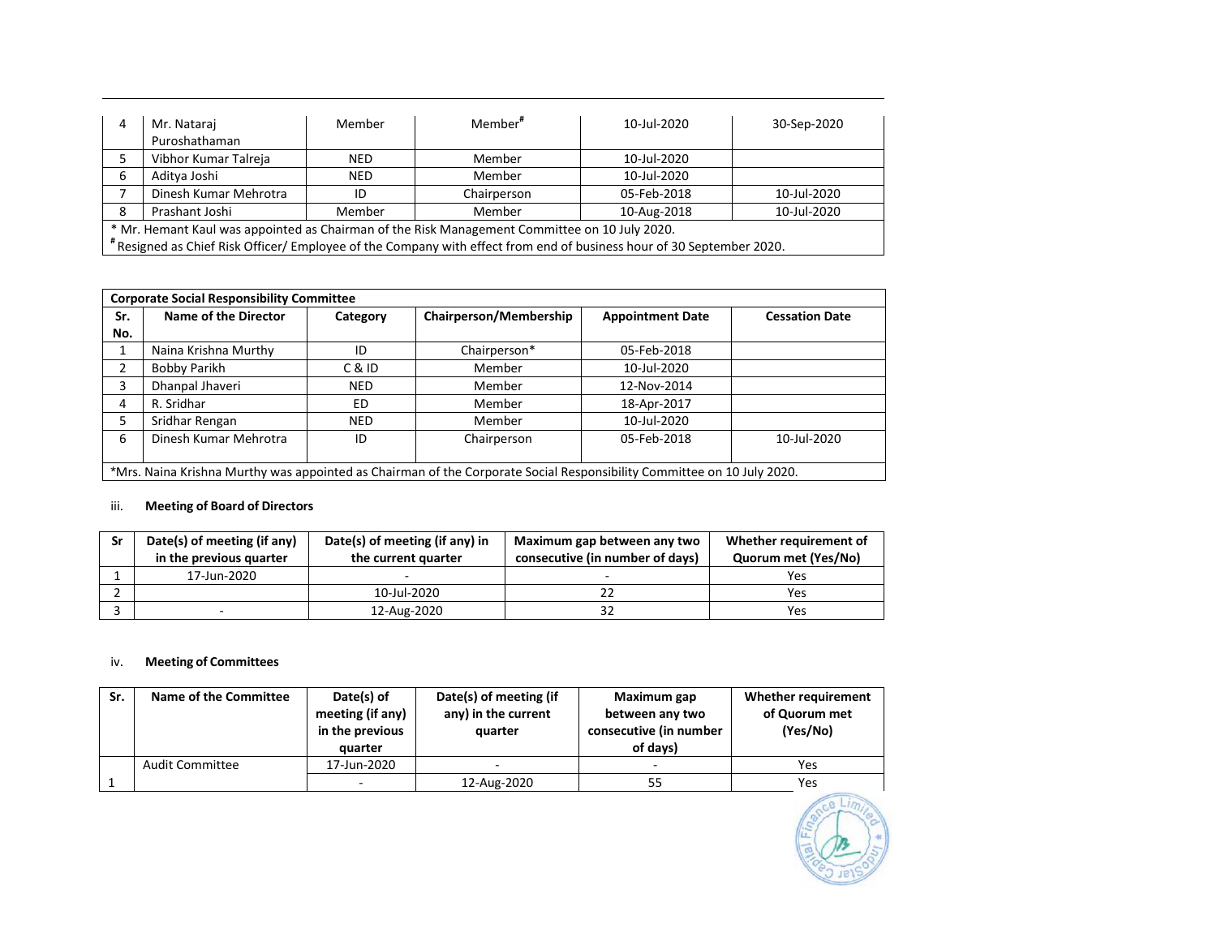| 4 | Mr. Nataraj Puroshathaman | Member | Member# | 10-Jul-2020 | 30-Sep-2020 |
|---|---|---|---|---|---|
| 5 | Vibhor Kumar Talreja | NED | Member | 10-Jul-2020 | |
| 6 | Aditya Joshi | NED | Member | 10-Jul-2020 | |
| 7 | Dinesh Kumar Mehrotra | ID | Chairperson | 05-Feb-2018 | 10-Jul-2020 |
| 8 | Prashant Joshi | Member | Member | 10-Aug-2018 | 10-Jul-2020 |

* Mr. Hemant Kaul was appointed as Chairman of the Risk Management Committee on 10 July 2020.
# Resigned as Chief Risk Officer/ Employee of the Company with effect from end of business hour of 30 September 2020.

**Corporate Social Responsibility Committee**

| Sr. No. | Name of the Director | Category | Chairperson/Membership | Appointment Date | Cessation Date |
|---|---|---|---|---|---|
| 1 | Naina Krishna Murthy | ID | Chairperson* | 05-Feb-2018 | |
| 2 | Bobby Parikh | C & ID | Member | 10-Jul-2020 | |
| 3 | Dhanpal Jhaveri | NED | Member | 12-Nov-2014 | |
| 4 | R. Sridhar | ED | Member | 18-Apr-2017 | |
| 5 | Sridhar Rengan | NED | Member | 10-Jul-2020 | |
| 6 | Dinesh Kumar Mehrotra | ID | Chairperson | 05-Feb-2018 | 10-Jul-2020 |

*Mrs. Naina Krishna Murthy was appointed as Chairman of the Corporate Social Responsibility Committee on 10 July 2020.

iii. **Meeting of Board of Directors**

| Sr | Date(s) of meeting (if any) in the previous quarter | Date(s) of meeting (if any) in the current quarter | Maximum gap between any two consecutive (in number of days) | Whether requirement of Quorum met (Yes/No) |
|---|---|---|---|---|
| 1 | 17-Jun-2020 | - | - | Yes |
| 2 | | 10-Jul-2020 | 22 | Yes |
| 3 | - | 12-Aug-2020 | 32 | Yes |

iv. **Meeting of Committees**

| Sr. | Name of the Committee | Date(s) of meeting (if any) in the previous quarter | Date(s) of meeting (if any) in the current quarter | Maximum gap between any two consecutive (in number of days) | Whether requirement of Quorum met (Yes/No) |
|---|---|---|---|---|---|
| 1 | Audit Committee | 17-Jun-2020 | - | - | Yes |
| | | - | 12-Aug-2020 | 55 | Yes |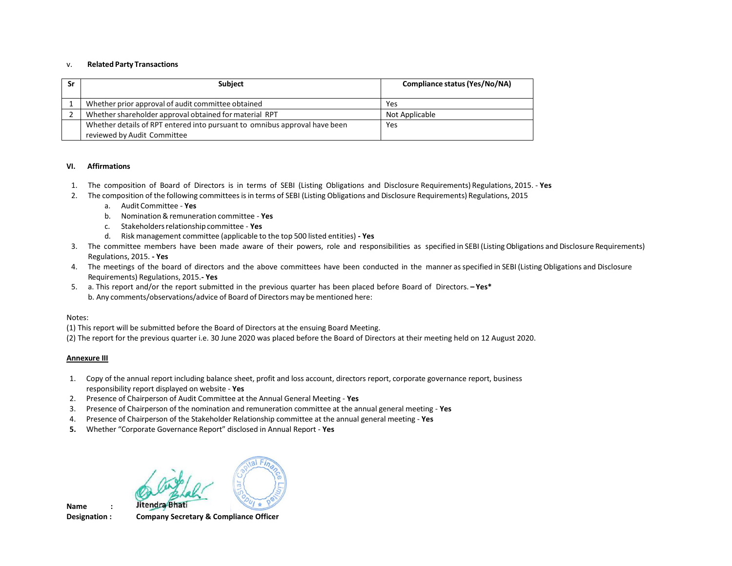v. **Related Party Transactions**

| Sr | Subject | Compliance status (Yes/No/NA) |
|---|---|---|
| 1 | Whether prior approval of audit committee obtained | Yes |
| 2 | Whether shareholder approval obtained for material RPT | Not Applicable |
| | Whether details of RPT entered into pursuant to omnibus approval have been reviewed by Audit Committee | Yes |

**VI. Affirmations**

1. The composition of Board of Directors is in terms of SEBI (Listing Obligations and Disclosure Requirements) Regulations, 2015. - **Yes**
2. The composition of the following committees is in terms of SEBI (Listing Obligations and Disclosure Requirements) Regulations, 2015
   a. Audit Committee - **Yes**
   b. Nomination & remuneration committee - **Yes**
   c. Stakeholders relationship committee - **Yes**
   d. Risk management committee (applicable to the top 500 listed entities) **- Yes**
3. The committee members have been made aware of their powers, role and responsibilities as specified in SEBI (Listing Obligations and Disclosure Requirements) Regulations, 2015. **- Yes**
4. The meetings of the board of directors and the above committees have been conducted in the manner as specified in SEBI (Listing Obligations and Disclosure Requirements) Regulations, 2015.**- Yes**
5. a. This report and/or the report submitted in the previous quarter has been placed before Board of Directors. **– Yes***
   b. Any comments/observations/advice of Board of Directors may be mentioned here:

Notes:
(1) This report will be submitted before the Board of Directors at the ensuing Board Meeting.
(2) The report for the previous quarter i.e. 30 June 2020 was placed before the Board of Directors at their meeting held on 12 August 2020.

**Annexure III**

1. Copy of the annual report including balance sheet, profit and loss account, directors report, corporate governance report, business responsibility report displayed on website - **Yes**
2. Presence of Chairperson of Audit Committee at the Annual General Meeting - **Yes**
3. Presence of Chairperson of the nomination and remuneration committee at the annual general meeting - **Yes**
4. Presence of Chairperson of the Stakeholder Relationship committee at the annual general meeting - **Yes**
5. Whether "Corporate Governance Report" disclosed in Annual Report - **Yes**

**Name :** **Jitendra Bhati**
**Designation :** **Company Secretary & Compliance Officer**